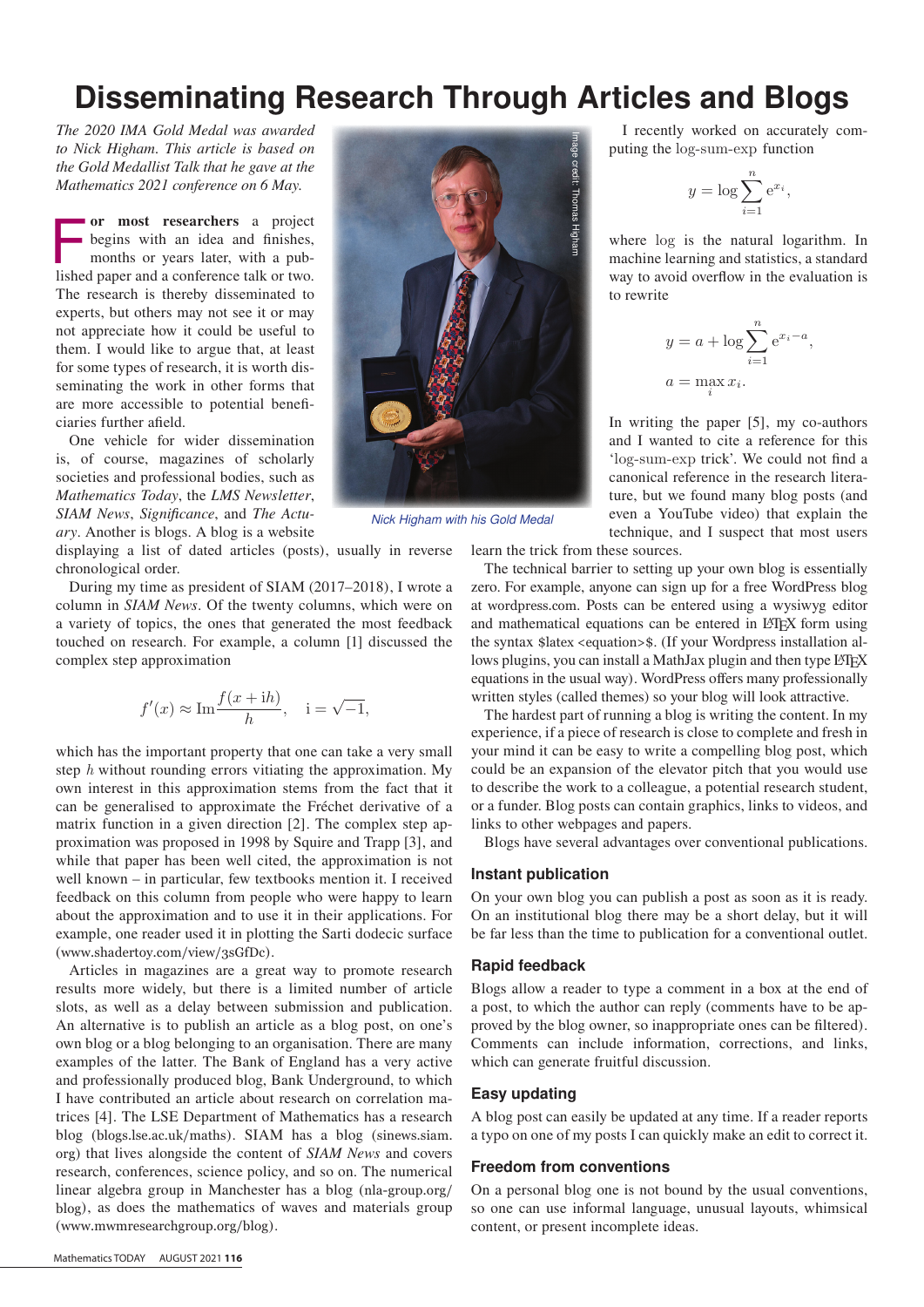# Disseminating Research Through Articles and Blogs

*The 2020 IMA Gold Medal was awarded to Nick Higham. This article is based on the Gold Medallist Talk that he gave at the Mathematics 2021 conference on 6 May.*

Nick Higham with his Gold Medal

**For most researchers** a project begins with an idea and finishes, months or years later, with a published paper and a conference talk or two. The research is thereby disseminated to experts, but others may not see it or may not appreciate how it could be useful to them. I would like to argue that, at least for some types of research, it is worth disseminating the work in other forms that are more accessible to potential beneficiaries further afield.

One vehicle for wider dissemination is, of course, magazines of scholarly societies and professional bodies, such as *Mathematics Today*, the *LMS Newsletter*, *SIAM News*, *Significance*, and *The Actuary*. Another is blogs. A blog is a website displaying a list of dated articles (posts), usually in reverse chronological order.

During my time as president of SIAM (2017–2018), I wrote a column in *SIAM News*. Of the twenty columns, which were on a variety of topics, the ones that generated the most feedback touched on research. For example, a column [1] discussed the complex step approximation

$$f'(x) \approx \mathrm{Im}\frac{f(x+\mathrm{i}h)}{h}, \quad \mathrm{i} = \sqrt{-1},$$

which has the important property that one can take a very small step $h$ without rounding errors vitiating the approximation. My own interest in this approximation stems from the fact that it can be generalised to approximate the Fréchet derivative of a matrix function in a given direction [2]. The complex step approximation was proposed in 1998 by Squire and Trapp [3], and while that paper has been well cited, the approximation is not well known – in particular, few textbooks mention it. I received feedback on this column from people who were happy to learn about the approximation and to use it in their applications. For example, one reader used it in plotting the Sarti dodecic surface (www.shadertoy.com/view/3sGfDc).

Articles in magazines are a great way to promote research results more widely, but there is a limited number of article slots, as well as a delay between submission and publication. An alternative is to publish an article as a blog post, on one's own blog or a blog belonging to an organisation. There are many examples of the latter. The Bank of England has a very active and professionally produced blog, Bank Underground, to which I have contributed an article about research on correlation matrices [4]. The LSE Department of Mathematics has a research blog (blogs.lse.ac.uk/maths). SIAM has a blog (sinews.siam.org) that lives alongside the content of *SIAM News* and covers research, conferences, science policy, and so on. The numerical linear algebra group in Manchester has a blog (nla-group.org/blog), as does the mathematics of waves and materials group (www.mwmresearchgroup.org/blog).

I recently worked on accurately computing the log-sum-exp function

$$y = \log \sum_{i=1}^{n} \mathrm{e}^{x_i},$$

where log is the natural logarithm. In machine learning and statistics, a standard way to avoid overflow in the evaluation is to rewrite

$$y = a + \log \sum_{i=1}^{n} \mathrm{e}^{x_i - a},$$
$$a = \max_i x_i.$$

In writing the paper [5], my co-authors and I wanted to cite a reference for this 'log-sum-exp trick'. We could not find a canonical reference in the research literature, but we found many blog posts (and even a YouTube video) that explain the technique, and I suspect that most users learn the trick from these sources.

The technical barrier to setting up your own blog is essentially zero. For example, anyone can sign up for a free WordPress blog at wordpress.com. Posts can be entered using a wysiwyg editor and mathematical equations can be entered in LaTeX form using the syntax $latex <equation>$. (If your Wordpress installation allows plugins, you can install a MathJax plugin and then type LaTeX equations in the usual way). WordPress offers many professionally written styles (called themes) so your blog will look attractive.

The hardest part of running a blog is writing the content. In my experience, if a piece of research is close to complete and fresh in your mind it can be easy to write a compelling blog post, which could be an expansion of the elevator pitch that you would use to describe the work to a colleague, a potential research student, or a funder. Blog posts can contain graphics, links to videos, and links to other webpages and papers.

Blogs have several advantages over conventional publications.

### Instant publication

On your own blog you can publish a post as soon as it is ready. On an institutional blog there may be a short delay, but it will be far less than the time to publication for a conventional outlet.

### Rapid feedback

Blogs allow a reader to type a comment in a box at the end of a post, to which the author can reply (comments have to be approved by the blog owner, so inappropriate ones can be filtered). Comments can include information, corrections, and links, which can generate fruitful discussion.

### Easy updating

A blog post can easily be updated at any time. If a reader reports a typo on one of my posts I can quickly make an edit to correct it.

### Freedom from conventions

On a personal blog one is not bound by the usual conventions, so one can use informal language, unusual layouts, whimsical content, or present incomplete ideas.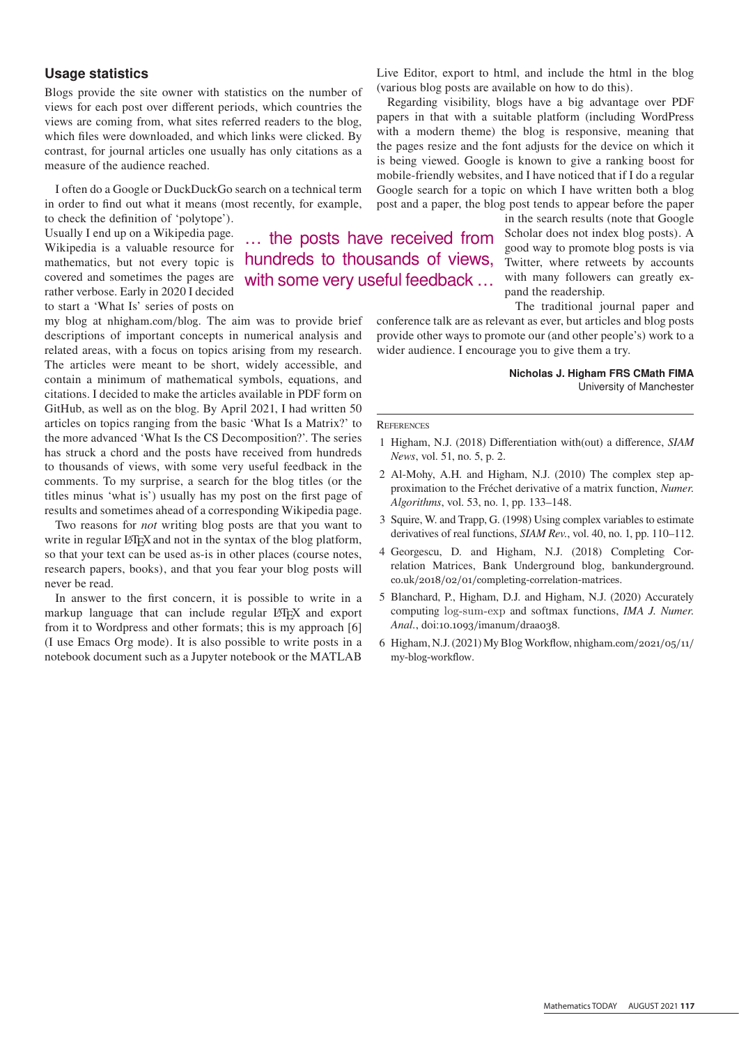## Usage statistics

Blogs provide the site owner with statistics on the number of views for each post over different periods, which countries the views are coming from, what sites referred readers to the blog, which files were downloaded, and which links were clicked. By contrast, for journal articles one usually has only citations as a measure of the audience reached.

I often do a Google or DuckDuckGo search on a technical term in order to find out what it means (most recently, for example, to check the definition of 'polytope'). Usually I end up on a Wikipedia page. Wikipedia is a valuable resource for mathematics, but not every topic is covered and sometimes the pages are rather verbose. Early in 2020 I decided to start a 'What Is' series of posts on my blog at nhigham.com/blog. The aim was to provide brief descriptions of important concepts in numerical analysis and related areas, with a focus on topics arising from my research. The articles were meant to be short, widely accessible, and contain a minimum of mathematical symbols, equations, and citations. I decided to make the articles available in PDF form on GitHub, as well as on the blog. By April 2021, I had written 50 articles on topics ranging from the basic 'What Is a Matrix?' to the more advanced 'What Is the CS Decomposition?'. The series has struck a chord and the posts have received from hundreds to thousands of views, with some very useful feedback in the comments. To my surprise, a search for the blog titles (or the titles minus 'what is') usually has my post on the first page of results and sometimes ahead of a corresponding Wikipedia page.

... the posts have received from hundreds to thousands of views, with some very useful feedback ...

Two reasons for *not* writing blog posts are that you want to write in regular LaTeX and not in the syntax of the blog platform, so that your text can be used as-is in other places (course notes, research papers, books), and that you fear your blog posts will never be read.

In answer to the first concern, it is possible to write in a markup language that can include regular LaTeX and export from it to Wordpress and other formats; this is my approach [6] (I use Emacs Org mode). It is also possible to write posts in a notebook document such as a Jupyter notebook or the MATLAB Live Editor, export to html, and include the html in the blog (various blog posts are available on how to do this).

Regarding visibility, blogs have a big advantage over PDF papers in that with a suitable platform (including WordPress with a modern theme) the blog is responsive, meaning that the pages resize and the font adjusts for the device on which it is being viewed. Google is known to give a ranking boost for mobile-friendly websites, and I have noticed that if I do a regular Google search for a topic on which I have written both a blog post and a paper, the blog post tends to appear before the paper in the search results (note that Google Scholar does not index blog posts). A good way to promote blog posts is via Twitter, where retweets by accounts with many followers can greatly expand the readership.

The traditional journal paper and conference talk are as relevant as ever, but articles and blog posts provide other ways to promote our (and other people's) work to a wider audience. I encourage you to give them a try.

**Nicholas J. Higham FRS CMath FIMA**
University of Manchester

### References

1. Higham, N.J. (2018) Differentiation with(out) a difference, *SIAM News*, vol. 51, no. 5, p. 2.
2. Al-Mohy, A.H. and Higham, N.J. (2010) The complex step approximation to the Fréchet derivative of a matrix function, *Numer. Algorithms*, vol. 53, no. 1, pp. 133–148.
3. Squire, W. and Trapp, G. (1998) Using complex variables to estimate derivatives of real functions, *SIAM Rev.*, vol. 40, no. 1, pp. 110–112.
4. Georgescu, D. and Higham, N.J. (2018) Completing Correlation Matrices, Bank Underground blog, bankunderground.co.uk/2018/02/01/completing-correlation-matrices.
5. Blanchard, P., Higham, D.J. and Higham, N.J. (2020) Accurately computing log-sum-exp and softmax functions, *IMA J. Numer. Anal.*, doi:10.1093/imanum/draa038.
6. Higham, N.J. (2021) My Blog Workflow, nhigham.com/2021/05/11/my-blog-workflow.